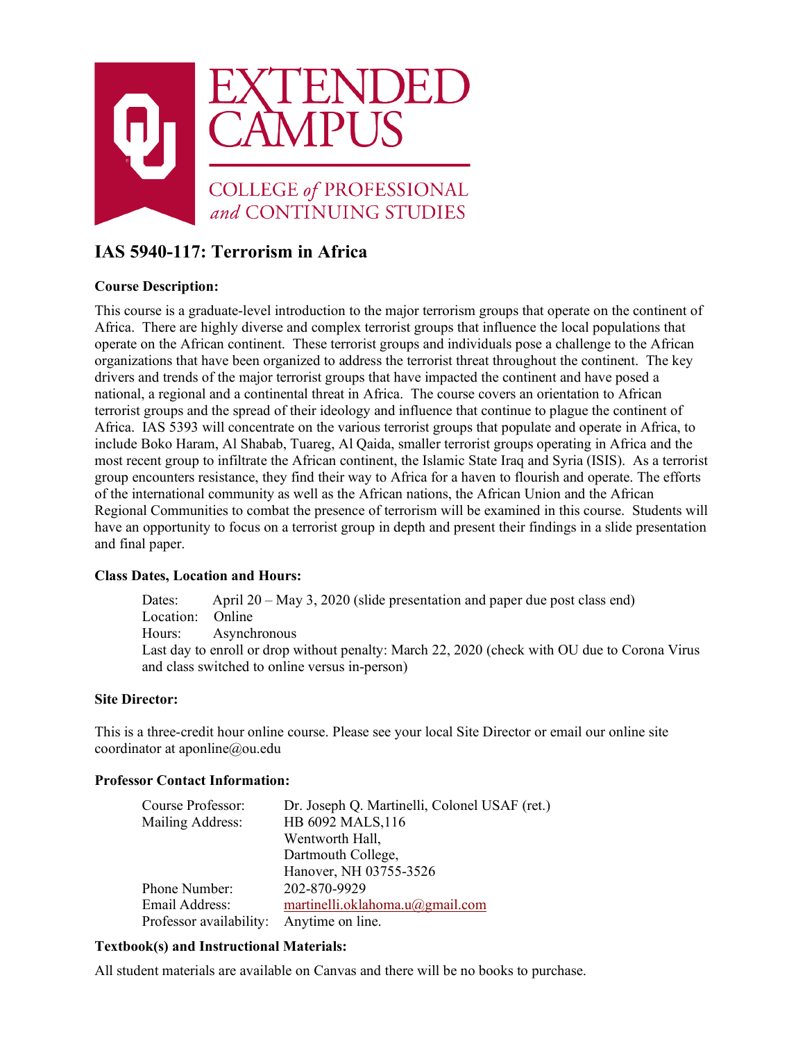EXTENDED CAMPUS

COLLEGE *of* PROFESSIONAL *and* CONTINUING STUDIES

# IAS 5940-117: Terrorism in Africa

**Course Description:**

This course is a graduate-level introduction to the major terrorism groups that operate on the continent of Africa. There are highly diverse and complex terrorist groups that influence the local populations that operate on the African continent. These terrorist groups and individuals pose a challenge to the African organizations that have been organized to address the terrorist threat throughout the continent. The key drivers and trends of the major terrorist groups that have impacted the continent and have posed a national, a regional and a continental threat in Africa. The course covers an orientation to African terrorist groups and the spread of their ideology and influence that continue to plague the continent of Africa. IAS 5393 will concentrate on the various terrorist groups that populate and operate in Africa, to include Boko Haram, Al Shabab, Tuareg, Al Qaida, smaller terrorist groups operating in Africa and the most recent group to infiltrate the African continent, the Islamic State Iraq and Syria (ISIS). As a terrorist group encounters resistance, they find their way to Africa for a haven to flourish and operate. The efforts of the international community as well as the African nations, the African Union and the African Regional Communities to combat the presence of terrorism will be examined in this course. Students will have an opportunity to focus on a terrorist group in depth and present their findings in a slide presentation and final paper.

**Class Dates, Location and Hours:**

Dates: April 20 – May 3, 2020 (slide presentation and paper due post class end)
Location: Online
Hours: Asynchronous
Last day to enroll or drop without penalty: March 22, 2020 (check with OU due to Corona Virus and class switched to online versus in-person)

**Site Director:**

This is a three-credit hour online course. Please see your local Site Director or email our online site coordinator at aponline@ou.edu

**Professor Contact Information:**

| | |
|---|---|
| Course Professor: | Dr. Joseph Q. Martinelli, Colonel USAF (ret.) |
| Mailing Address: | HB 6092 MALS,116<br>Wentworth Hall,<br>Dartmouth College,<br>Hanover, NH 03755-3526 |
| Phone Number: | 202-870-9929 |
| Email Address: | martinelli.oklahoma.u@gmail.com |
| Professor availability: | Anytime on line. |

**Textbook(s) and Instructional Materials:**

All student materials are available on Canvas and there will be no books to purchase.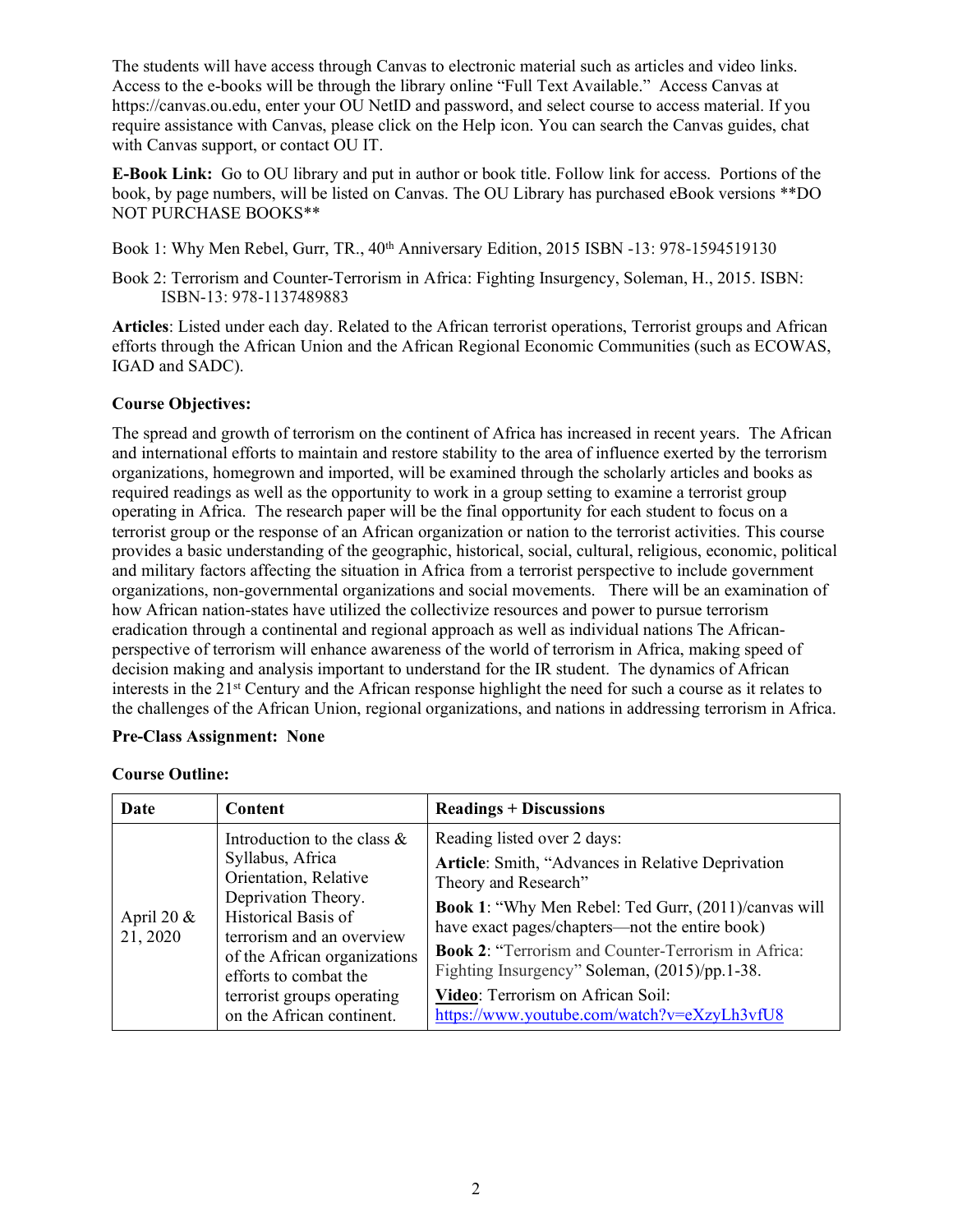The students will have access through Canvas to electronic material such as articles and video links. Access to the e-books will be through the library online "Full Text Available." Access Canvas at https://canvas.ou.edu, enter your OU NetID and password, and select course to access material. If you require assistance with Canvas, please click on the Help icon. You can search the Canvas guides, chat with Canvas support, or contact OU IT.

**E-Book Link:** Go to OU library and put in author or book title. Follow link for access. Portions of the book, by page numbers, will be listed on Canvas. The OU Library has purchased eBook versions **DO NOT PURCHASE BOOKS**

Book 1: Why Men Rebel, Gurr, TR., 40th Anniversary Edition, 2015 ISBN -13: 978-1594519130

Book 2: Terrorism and Counter-Terrorism in Africa: Fighting Insurgency, Soleman, H., 2015. ISBN: ISBN-13: 978-1137489883

**Articles**: Listed under each day. Related to the African terrorist operations, Terrorist groups and African efforts through the African Union and the African Regional Economic Communities (such as ECOWAS, IGAD and SADC).

**Course Objectives:**

The spread and growth of terrorism on the continent of Africa has increased in recent years. The African and international efforts to maintain and restore stability to the area of influence exerted by the terrorism organizations, homegrown and imported, will be examined through the scholarly articles and books as required readings as well as the opportunity to work in a group setting to examine a terrorist group operating in Africa. The research paper will be the final opportunity for each student to focus on a terrorist group or the response of an African organization or nation to the terrorist activities. This course provides a basic understanding of the geographic, historical, social, cultural, religious, economic, political and military factors affecting the situation in Africa from a terrorist perspective to include government organizations, non-governmental organizations and social movements. There will be an examination of how African nation-states have utilized the collectivize resources and power to pursue terrorism eradication through a continental and regional approach as well as individual nations The African-perspective of terrorism will enhance awareness of the world of terrorism in Africa, making speed of decision making and analysis important to understand for the IR student. The dynamics of African interests in the 21st Century and the African response highlight the need for such a course as it relates to the challenges of the African Union, regional organizations, and nations in addressing terrorism in Africa.

**Pre-Class Assignment: None**

**Course Outline:**

| Date | Content | Readings + Discussions |
|---|---|---|
| April 20 & 21, 2020 | Introduction to the class & Syllabus, Africa Orientation, Relative Deprivation Theory. Historical Basis of terrorism and an overview of the African organizations efforts to combat the terrorist groups operating on the African continent. | Reading listed over 2 days:<br>**Article**: Smith, "Advances in Relative Deprivation Theory and Research"<br>**Book 1**: "Why Men Rebel: Ted Gurr, (2011)/canvas will have exact pages/chapters—not the entire book)<br>**Book 2**: "Terrorism and Counter-Terrorism in Africa: Fighting Insurgency" Soleman, (2015)/pp.1-38.<br>**Video**: Terrorism on African Soil: https://www.youtube.com/watch?v=eXzyLh3vfU8 |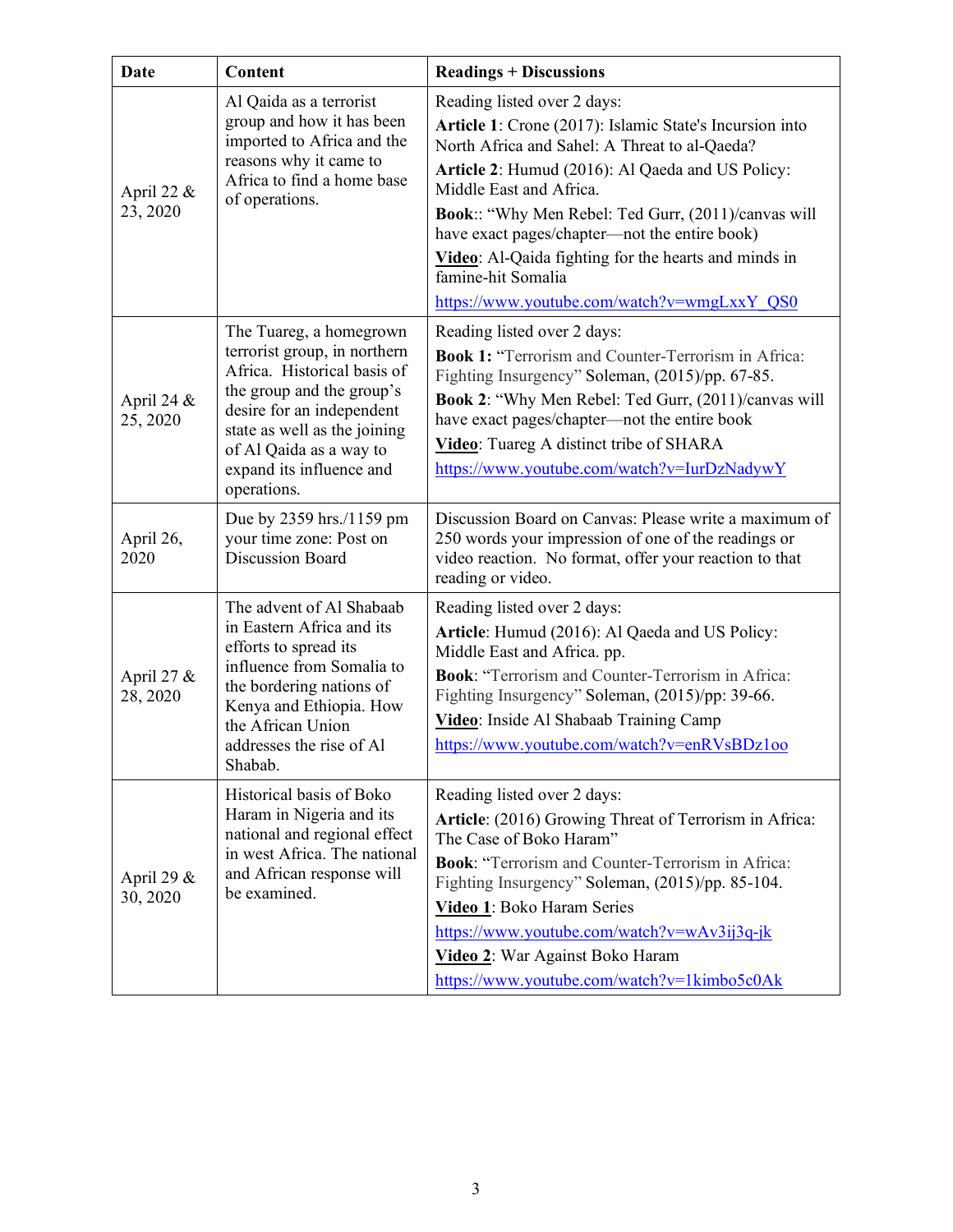| Date | Content | Readings + Discussions |
| --- | --- | --- |
| April 22 & 23, 2020 | Al Qaida as a terrorist group and how it has been imported to Africa and the reasons why it came to Africa to find a home base of operations. | Reading listed over 2 days:<br>**Article 1**: Crone (2017): Islamic State's Incursion into North Africa and Sahel: A Threat to al-Qaeda?<br>**Article 2**: Humud (2016): Al Qaeda and US Policy: Middle East and Africa.<br>**Book**:: "Why Men Rebel: Ted Gurr, (2011)/canvas will have exact pages/chapter—not the entire book)<br>**Video**: Al-Qaida fighting for the hearts and minds in famine-hit Somalia<br>https://www.youtube.com/watch?v=wmgLxxY_QS0 |
| April 24 & 25, 2020 | The Tuareg, a homegrown terrorist group, in northern Africa. Historical basis of the group and the group's desire for an independent state as well as the joining of Al Qaida as a way to expand its influence and operations. | Reading listed over 2 days:<br>**Book 1:** "Terrorism and Counter-Terrorism in Africa: Fighting Insurgency" Soleman, (2015)/pp. 67-85.<br>**Book 2**: "Why Men Rebel: Ted Gurr, (2011)/canvas will have exact pages/chapter—not the entire book<br>**Video**: Tuareg A distinct tribe of SHARA<br>https://www.youtube.com/watch?v=IurDzNadywY |
| April 26, 2020 | Due by 2359 hrs./1159 pm your time zone: Post on Discussion Board | Discussion Board on Canvas: Please write a maximum of 250 words your impression of one of the readings or video reaction. No format, offer your reaction to that reading or video. |
| April 27 & 28, 2020 | The advent of Al Shabaab in Eastern Africa and its efforts to spread its influence from Somalia to the bordering nations of Kenya and Ethiopia. How the African Union addresses the rise of Al Shabab. | Reading listed over 2 days:<br>**Article**: Humud (2016): Al Qaeda and US Policy: Middle East and Africa. pp.<br>**Book**: "Terrorism and Counter-Terrorism in Africa: Fighting Insurgency" Soleman, (2015)/pp: 39-66.<br>**Video**: Inside Al Shabaab Training Camp<br>https://www.youtube.com/watch?v=enRVsBDz1oo |
| April 29 & 30, 2020 | Historical basis of Boko Haram in Nigeria and its national and regional effect in west Africa. The national and African response will be examined. | Reading listed over 2 days:<br>**Article**: (2016) Growing Threat of Terrorism in Africa: The Case of Boko Haram"<br>**Book**: "Terrorism and Counter-Terrorism in Africa: Fighting Insurgency" Soleman, (2015)/pp. 85-104.<br>**Video 1**: Boko Haram Series<br>https://www.youtube.com/watch?v=wAv3ij3q-jk<br>**Video 2**: War Against Boko Haram<br>https://www.youtube.com/watch?v=1kimbo5c0Ak |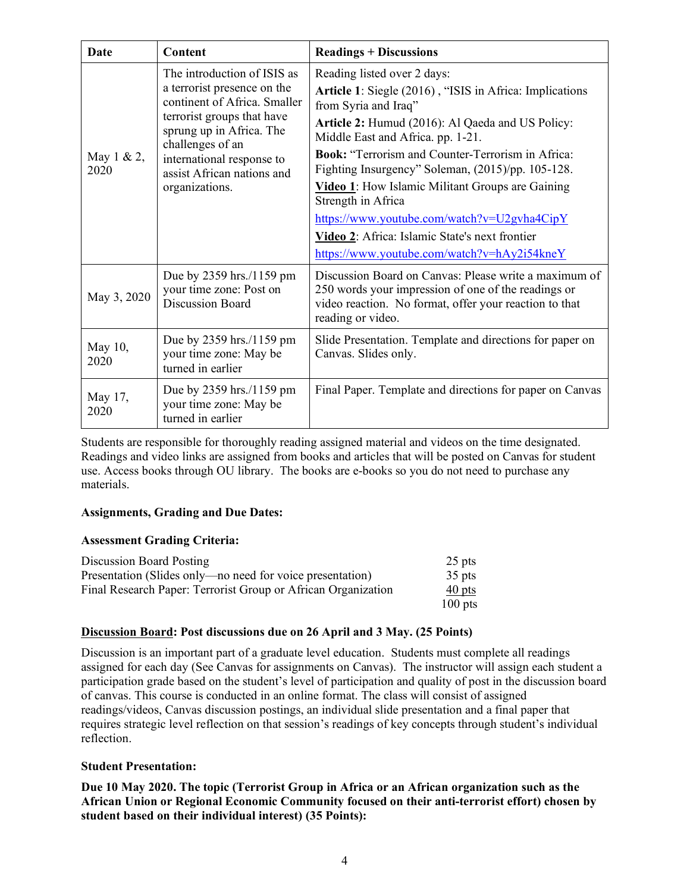| Date | Content | Readings + Discussions |
| --- | --- | --- |
| May 1 & 2, 2020 | The introduction of ISIS as a terrorist presence on the continent of Africa. Smaller terrorist groups that have sprung up in Africa. The challenges of an international response to assist African nations and organizations. | Reading listed over 2 days:<br>**Article 1**: Siegle (2016) , "ISIS in Africa: Implications from Syria and Iraq"<br>**Article 2:** Humud (2016): Al Qaeda and US Policy: Middle East and Africa. pp. 1-21.<br>**Book:** "Terrorism and Counter-Terrorism in Africa: Fighting Insurgency" Soleman, (2015)/pp. 105-128.<br>**Video 1**: How Islamic Militant Groups are Gaining Strength in Africa<br>https://www.youtube.com/watch?v=U2gvha4CipY<br>**Video 2**: Africa: Islamic State's next frontier<br>https://www.youtube.com/watch?v=hAy2i54kneY |
| May 3, 2020 | Due by 2359 hrs./1159 pm your time zone: Post on Discussion Board | Discussion Board on Canvas: Please write a maximum of 250 words your impression of one of the readings or video reaction. No format, offer your reaction to that reading or video. |
| May 10, 2020 | Due by 2359 hrs./1159 pm your time zone: May be turned in earlier | Slide Presentation. Template and directions for paper on Canvas. Slides only. |
| May 17, 2020 | Due by 2359 hrs./1159 pm your time zone: May be turned in earlier | Final Paper. Template and directions for paper on Canvas |

Students are responsible for thoroughly reading assigned material and videos on the time designated. Readings and video links are assigned from books and articles that will be posted on Canvas for student use. Access books through OU library. The books are e-books so you do not need to purchase any materials.

**Assignments, Grading and Due Dates:**

**Assessment Grading Criteria:**

| | |
| --- | --- |
| Discussion Board Posting | 25 pts |
| Presentation (Slides only—no need for voice presentation) | 35 pts |
| Final Research Paper: Terrorist Group or African Organization | 40 pts |
| | 100 pts |

**Discussion Board: Post discussions due on 26 April and 3 May. (25 Points)**

Discussion is an important part of a graduate level education. Students must complete all readings assigned for each day (See Canvas for assignments on Canvas). The instructor will assign each student a participation grade based on the student's level of participation and quality of post in the discussion board of canvas. This course is conducted in an online format. The class will consist of assigned readings/videos, Canvas discussion postings, an individual slide presentation and a final paper that requires strategic level reflection on that session's readings of key concepts through student's individual reflection.

**Student Presentation:**

**Due 10 May 2020. The topic (Terrorist Group in Africa or an African organization such as the African Union or Regional Economic Community focused on their anti-terrorist effort) chosen by student based on their individual interest) (35 Points):**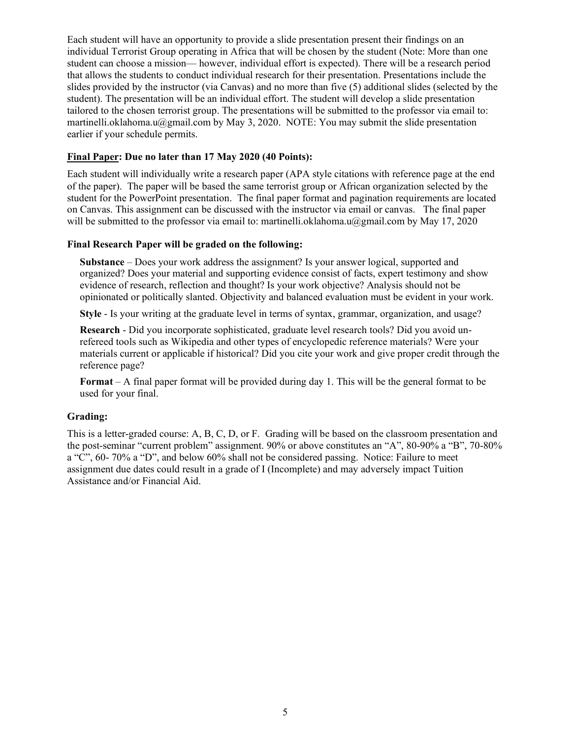Each student will have an opportunity to provide a slide presentation present their findings on an individual Terrorist Group operating in Africa that will be chosen by the student (Note: More than one student can choose a mission— however, individual effort is expected). There will be a research period that allows the students to conduct individual research for their presentation. Presentations include the slides provided by the instructor (via Canvas) and no more than five (5) additional slides (selected by the student). The presentation will be an individual effort. The student will develop a slide presentation tailored to the chosen terrorist group. The presentations will be submitted to the professor via email to: martinelli.oklahoma.u@gmail.com by May 3, 2020. NOTE: You may submit the slide presentation earlier if your schedule permits.

### **<u>Final Paper</u>: Due no later than 17 May 2020 (40 Points):**

Each student will individually write a research paper (APA style citations with reference page at the end of the paper). The paper will be based the same terrorist group or African organization selected by the student for the PowerPoint presentation. The final paper format and pagination requirements are located on Canvas. This assignment can be discussed with the instructor via email or canvas. The final paper will be submitted to the professor via email to: martinelli.oklahoma.u@gmail.com by May 17, 2020

### **Final Research Paper will be graded on the following:**

**Substance** – Does your work address the assignment? Is your answer logical, supported and organized? Does your material and supporting evidence consist of facts, expert testimony and show evidence of research, reflection and thought? Is your work objective? Analysis should not be opinionated or politically slanted. Objectivity and balanced evaluation must be evident in your work.

**Style** - Is your writing at the graduate level in terms of syntax, grammar, organization, and usage?

**Research** - Did you incorporate sophisticated, graduate level research tools? Did you avoid un-refereed tools such as Wikipedia and other types of encyclopedic reference materials? Were your materials current or applicable if historical? Did you cite your work and give proper credit through the reference page?

**Format** – A final paper format will be provided during day 1. This will be the general format to be used for your final.

### **Grading:**

This is a letter-graded course: A, B, C, D, or F. Grading will be based on the classroom presentation and the post-seminar "current problem" assignment. 90% or above constitutes an "A", 80-90% a "B", 70-80% a "C", 60- 70% a "D", and below 60% shall not be considered passing. Notice: Failure to meet assignment due dates could result in a grade of I (Incomplete) and may adversely impact Tuition Assistance and/or Financial Aid.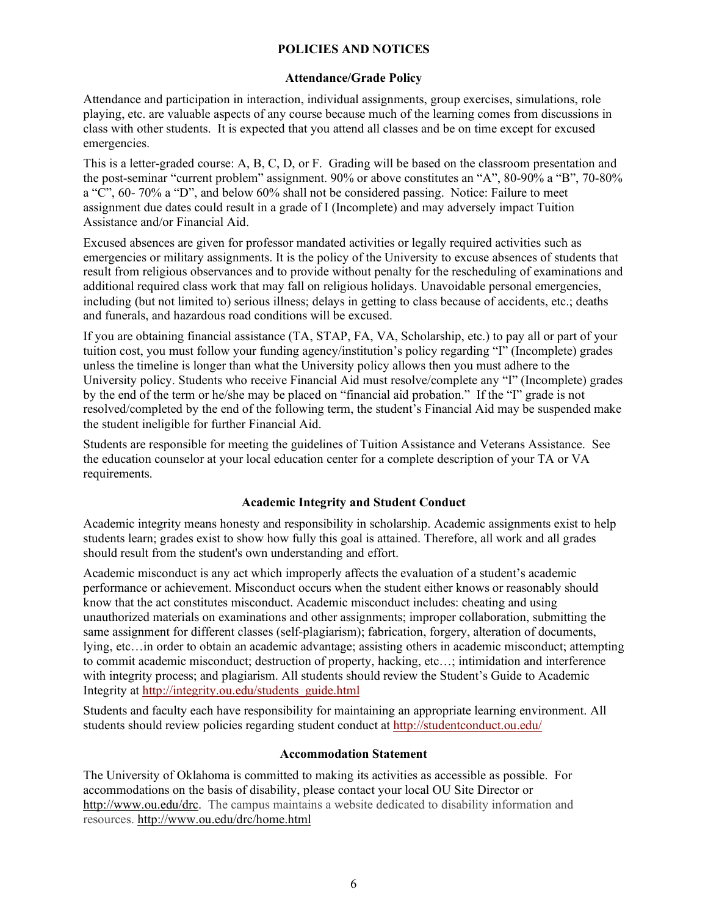## POLICIES AND NOTICES

### Attendance/Grade Policy

Attendance and participation in interaction, individual assignments, group exercises, simulations, role playing, etc. are valuable aspects of any course because much of the learning comes from discussions in class with other students. It is expected that you attend all classes and be on time except for excused emergencies.

This is a letter-graded course: A, B, C, D, or F. Grading will be based on the classroom presentation and the post-seminar "current problem" assignment. 90% or above constitutes an "A", 80-90% a "B", 70-80% a "C", 60- 70% a "D", and below 60% shall not be considered passing. Notice: Failure to meet assignment due dates could result in a grade of I (Incomplete) and may adversely impact Tuition Assistance and/or Financial Aid.

Excused absences are given for professor mandated activities or legally required activities such as emergencies or military assignments. It is the policy of the University to excuse absences of students that result from religious observances and to provide without penalty for the rescheduling of examinations and additional required class work that may fall on religious holidays. Unavoidable personal emergencies, including (but not limited to) serious illness; delays in getting to class because of accidents, etc.; deaths and funerals, and hazardous road conditions will be excused.

If you are obtaining financial assistance (TA, STAP, FA, VA, Scholarship, etc.) to pay all or part of your tuition cost, you must follow your funding agency/institution's policy regarding "I" (Incomplete) grades unless the timeline is longer than what the University policy allows then you must adhere to the University policy. Students who receive Financial Aid must resolve/complete any "I" (Incomplete) grades by the end of the term or he/she may be placed on "financial aid probation." If the "I" grade is not resolved/completed by the end of the following term, the student's Financial Aid may be suspended make the student ineligible for further Financial Aid.

Students are responsible for meeting the guidelines of Tuition Assistance and Veterans Assistance. See the education counselor at your local education center for a complete description of your TA or VA requirements.

### Academic Integrity and Student Conduct

Academic integrity means honesty and responsibility in scholarship. Academic assignments exist to help students learn; grades exist to show how fully this goal is attained. Therefore, all work and all grades should result from the student's own understanding and effort.

Academic misconduct is any act which improperly affects the evaluation of a student's academic performance or achievement. Misconduct occurs when the student either knows or reasonably should know that the act constitutes misconduct. Academic misconduct includes: cheating and using unauthorized materials on examinations and other assignments; improper collaboration, submitting the same assignment for different classes (self-plagiarism); fabrication, forgery, alteration of documents, lying, etc…in order to obtain an academic advantage; assisting others in academic misconduct; attempting to commit academic misconduct; destruction of property, hacking, etc…; intimidation and interference with integrity process; and plagiarism. All students should review the Student's Guide to Academic Integrity at http://integrity.ou.edu/students_guide.html

Students and faculty each have responsibility for maintaining an appropriate learning environment. All students should review policies regarding student conduct at http://studentconduct.ou.edu/

### Accommodation Statement

The University of Oklahoma is committed to making its activities as accessible as possible. For accommodations on the basis of disability, please contact your local OU Site Director or http://www.ou.edu/drc. The campus maintains a website dedicated to disability information and resources. http://www.ou.edu/drc/home.html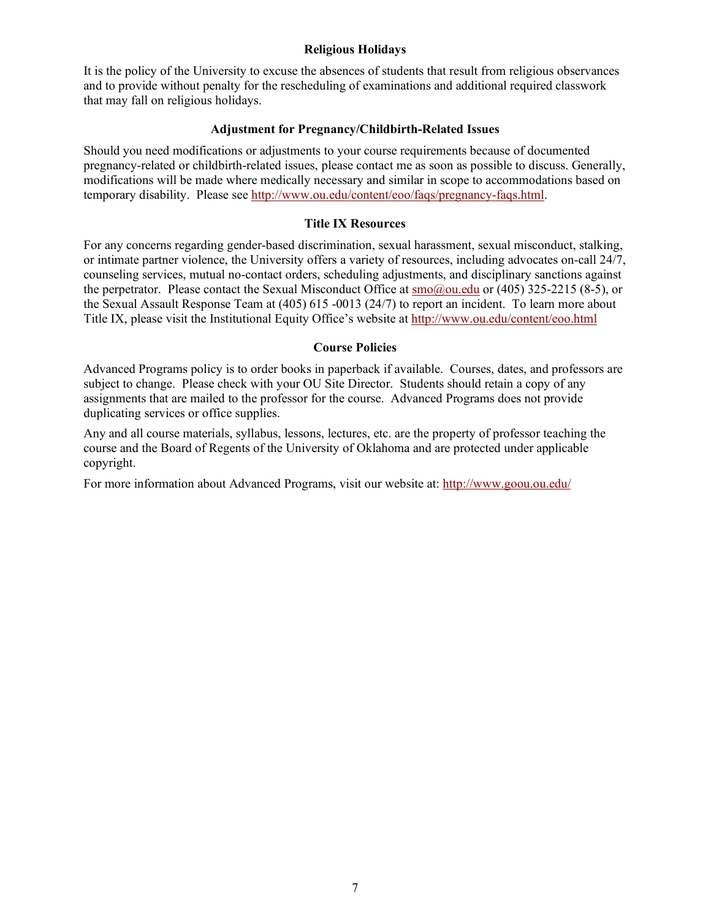## Religious Holidays

It is the policy of the University to excuse the absences of students that result from religious observances and to provide without penalty for the rescheduling of examinations and additional required classwork that may fall on religious holidays.

## Adjustment for Pregnancy/Childbirth-Related Issues

Should you need modifications or adjustments to your course requirements because of documented pregnancy-related or childbirth-related issues, please contact me as soon as possible to discuss. Generally, modifications will be made where medically necessary and similar in scope to accommodations based on temporary disability. Please see http://www.ou.edu/content/eoo/faqs/pregnancy-faqs.html.

## Title IX Resources

For any concerns regarding gender-based discrimination, sexual harassment, sexual misconduct, stalking, or intimate partner violence, the University offers a variety of resources, including advocates on-call 24/7, counseling services, mutual no-contact orders, scheduling adjustments, and disciplinary sanctions against the perpetrator. Please contact the Sexual Misconduct Office at smo@ou.edu or (405) 325-2215 (8-5), or the Sexual Assault Response Team at (405) 615 -0013 (24/7) to report an incident. To learn more about Title IX, please visit the Institutional Equity Office's website at http://www.ou.edu/content/eoo.html

## Course Policies

Advanced Programs policy is to order books in paperback if available. Courses, dates, and professors are subject to change. Please check with your OU Site Director. Students should retain a copy of any assignments that are mailed to the professor for the course. Advanced Programs does not provide duplicating services or office supplies.

Any and all course materials, syllabus, lessons, lectures, etc. are the property of professor teaching the course and the Board of Regents of the University of Oklahoma and are protected under applicable copyright.

For more information about Advanced Programs, visit our website at: http://www.goou.ou.edu/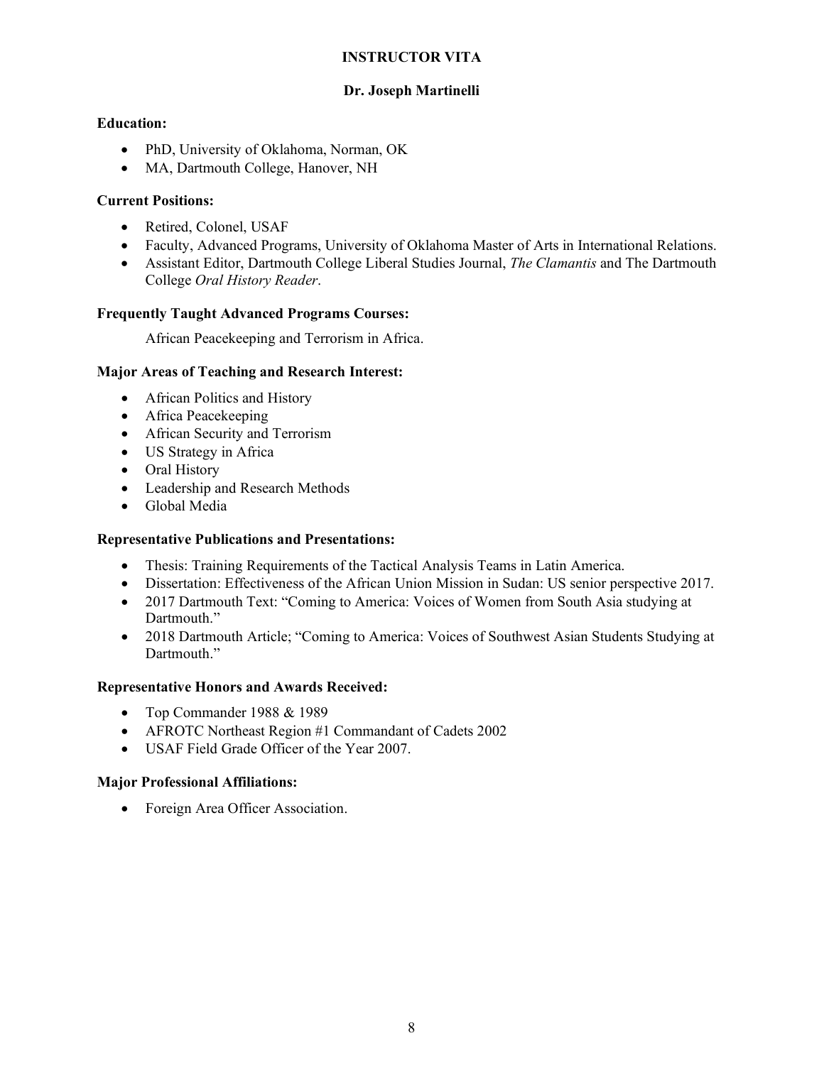# INSTRUCTOR VITA

## Dr. Joseph Martinelli

**Education:**

- PhD, University of Oklahoma, Norman, OK
- MA, Dartmouth College, Hanover, NH

**Current Positions:**

- Retired, Colonel, USAF
- Faculty, Advanced Programs, University of Oklahoma Master of Arts in International Relations.
- Assistant Editor, Dartmouth College Liberal Studies Journal, *The Clamantis* and The Dartmouth College *Oral History Reader*.

**Frequently Taught Advanced Programs Courses:**

African Peacekeeping and Terrorism in Africa.

**Major Areas of Teaching and Research Interest:**

- African Politics and History
- Africa Peacekeeping
- African Security and Terrorism
- US Strategy in Africa
- Oral History
- Leadership and Research Methods
- Global Media

**Representative Publications and Presentations:**

- Thesis: Training Requirements of the Tactical Analysis Teams in Latin America.
- Dissertation: Effectiveness of the African Union Mission in Sudan: US senior perspective 2017.
- 2017 Dartmouth Text: "Coming to America: Voices of Women from South Asia studying at Dartmouth."
- 2018 Dartmouth Article; "Coming to America: Voices of Southwest Asian Students Studying at Dartmouth."

**Representative Honors and Awards Received:**

- Top Commander 1988 & 1989
- AFROTC Northeast Region #1 Commandant of Cadets 2002
- USAF Field Grade Officer of the Year 2007.

**Major Professional Affiliations:**

- Foreign Area Officer Association.